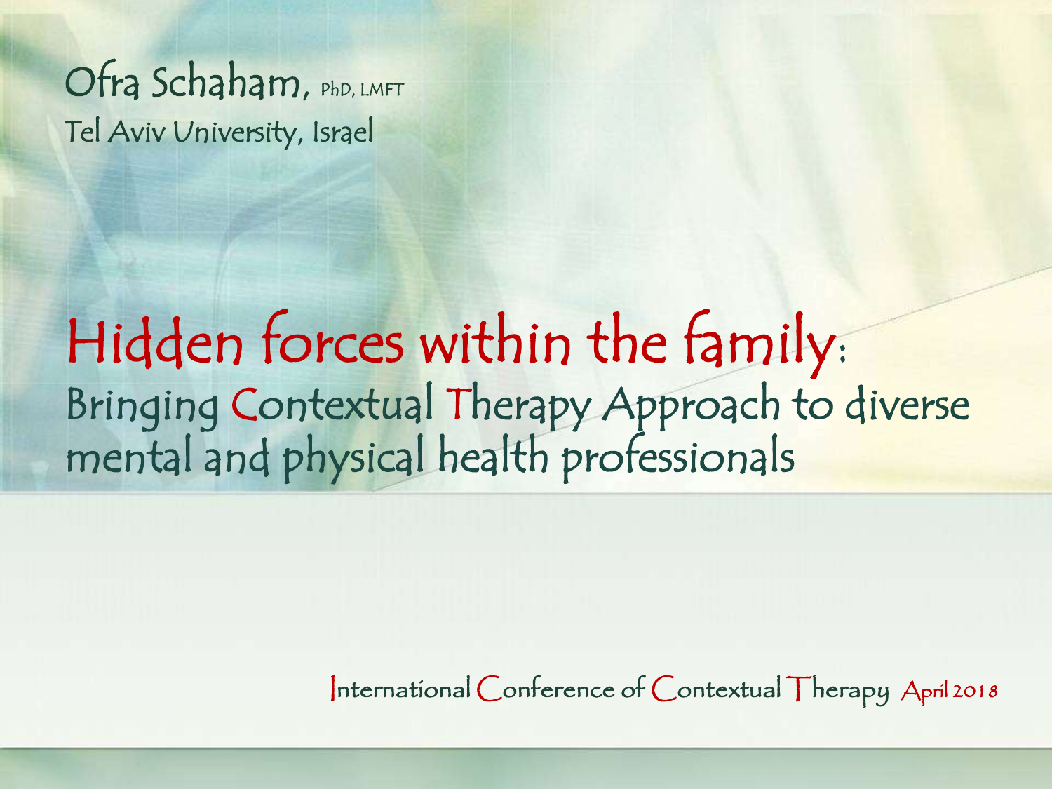Ofra Schaham, PhD, LMFT

Tel Aviv University, Israel

# Hidden forces within the family:

## Bringing Contextual Therapy Approach to diverse mental and physical health professionals

International Conference of Contextual Therapy April 2018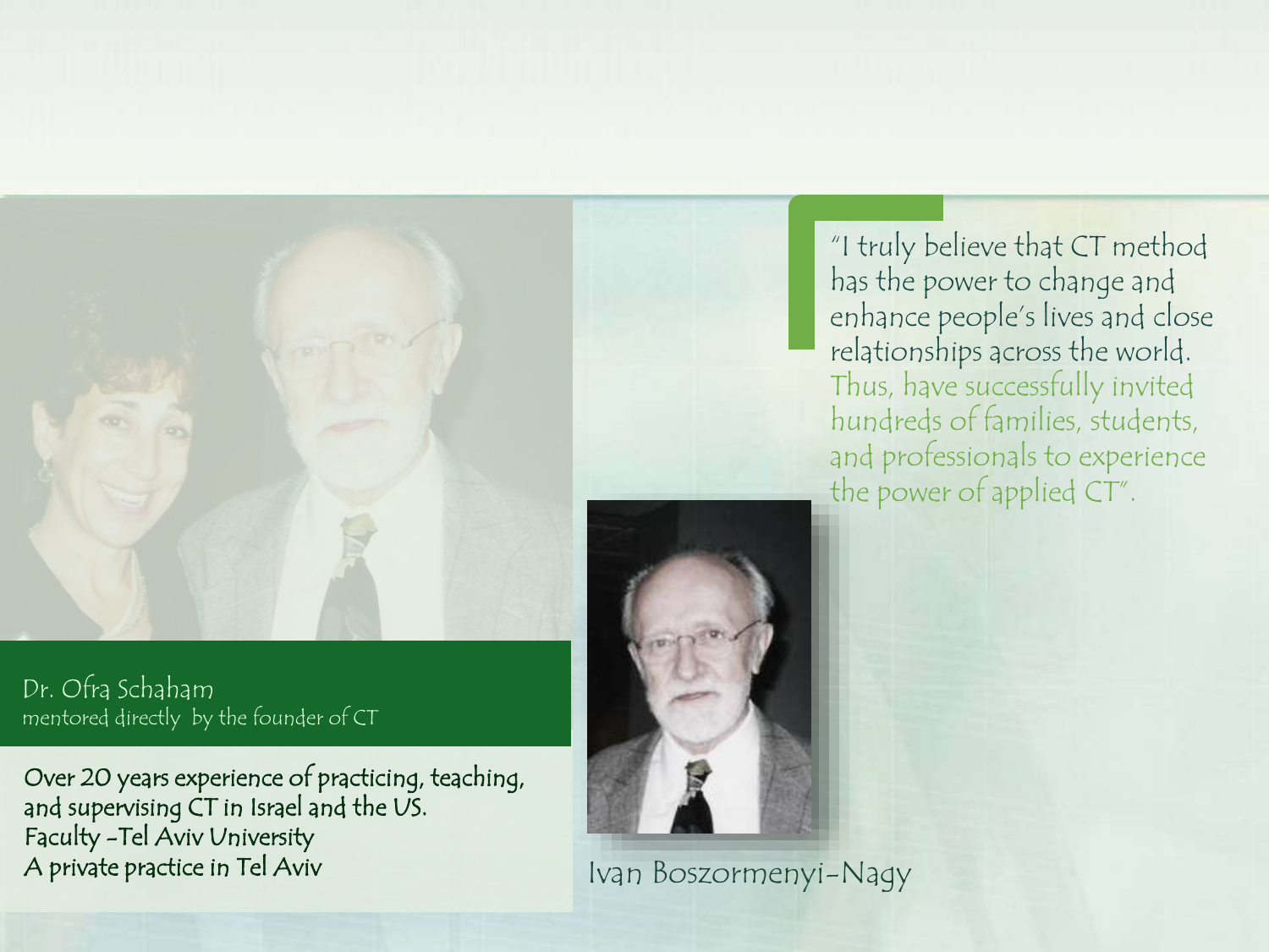Dr. Ofra Schaham
mentored directly by the founder of CT

Over 20 years experience of practicing, teaching, and supervising CT in Israel and the US.
Faculty -Tel Aviv University
A private practice in Tel Aviv

"I truly believe that CT method has the power to change and enhance people's lives and close relationships across the world. Thus, have successfully invited hundreds of families, students, and professionals to experience the power of applied CT".

Ivan Boszormenyi-Nagy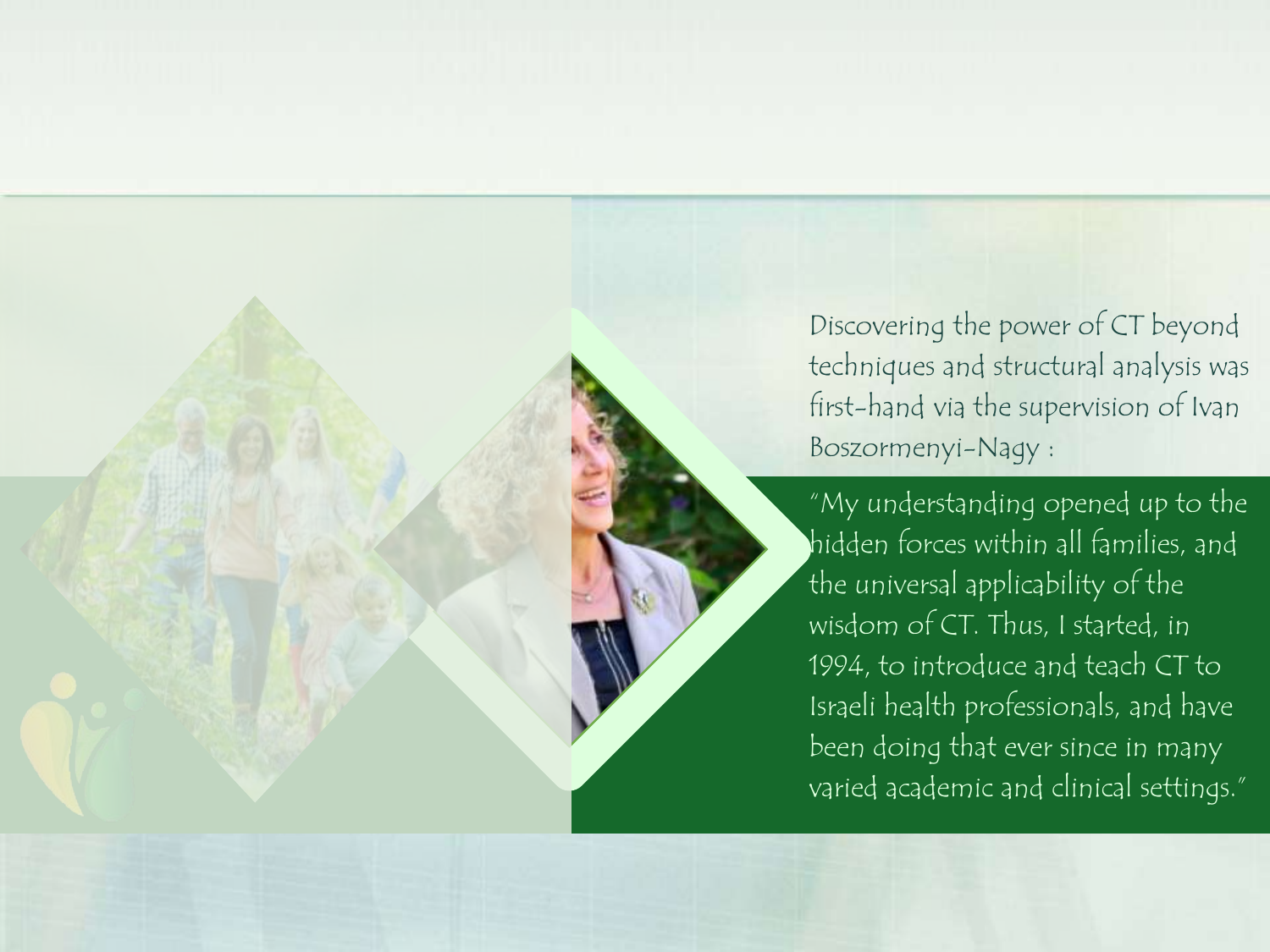Discovering the power of CT beyond techniques and structural analysis was first-hand via the supervision of Ivan Boszormenyi-Nagy :

"My understanding opened up to the hidden forces within all families, and the universal applicability of the wisdom of CT. Thus, I started, in 1994, to introduce and teach CT to Israeli health professionals, and have been doing that ever since in many varied academic and clinical settings."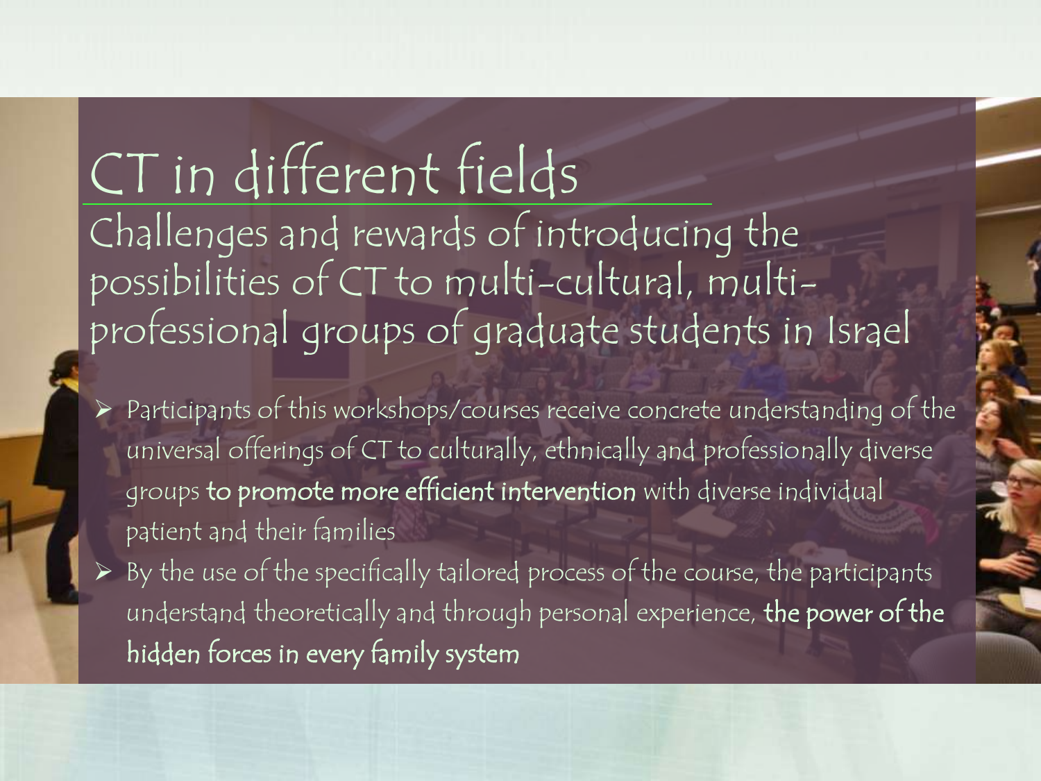# CT in different fields

## Challenges and rewards of introducing the possibilities of CT to multi-cultural, multi-professional groups of graduate students in Israel

- Participants of this workshops/courses receive concrete understanding of the universal offerings of CT to culturally, ethnically and professionally diverse groups **to promote more efficient intervention** with diverse individual patient and their families
- By the use of the specifically tailored process of the course, the participants understand theoretically and through personal experience, **the power of the hidden forces in every family system**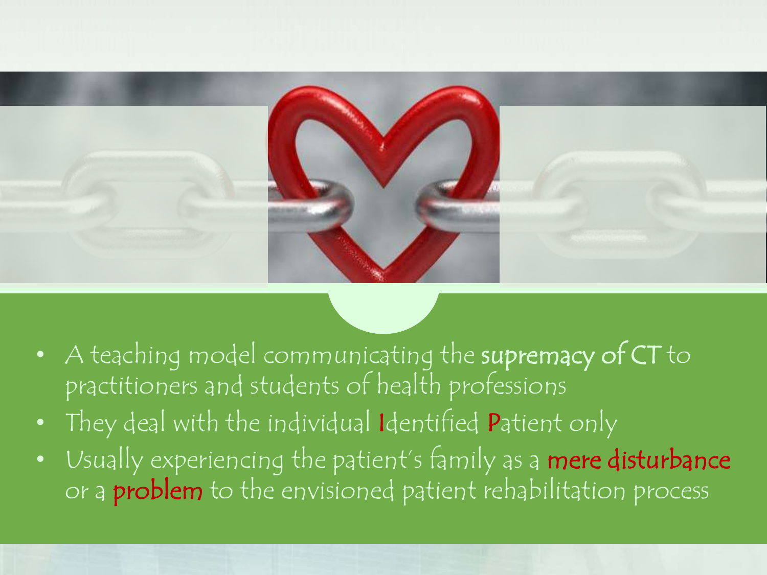- A teaching model communicating the **supremacy of CT** to practitioners and students of health professions
- They deal with the individual Identified Patient only
- Usually experiencing the patient's family as a mere disturbance or a problem to the envisioned patient rehabilitation process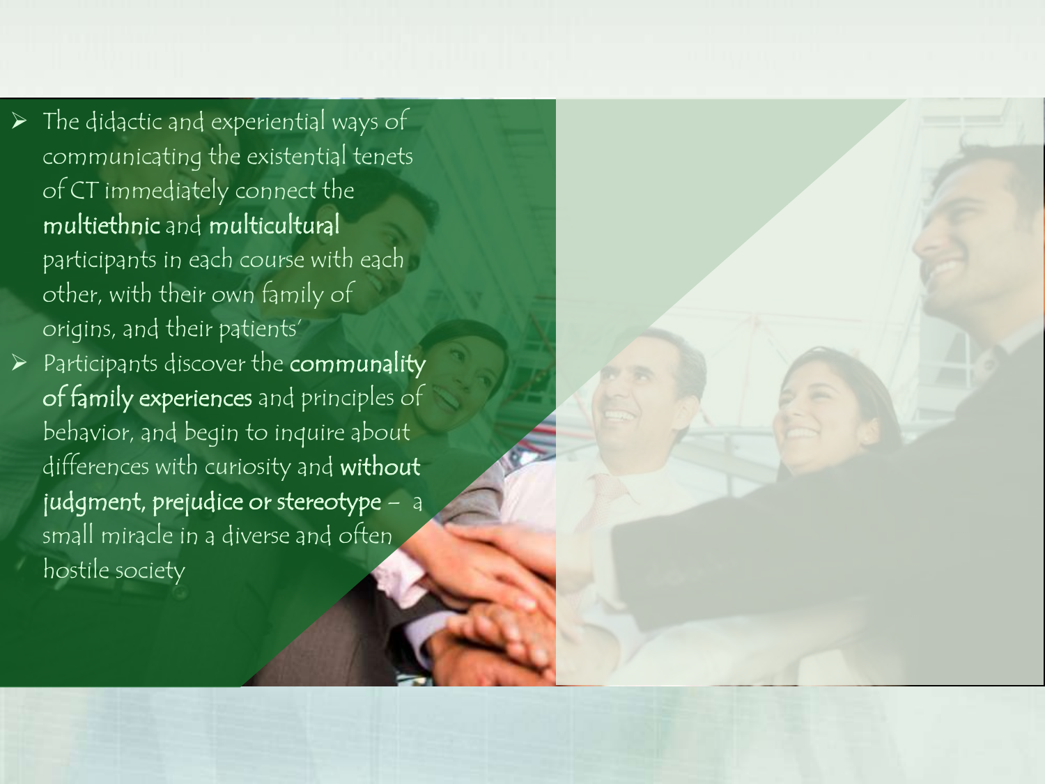- The didactic and experiential ways of communicating the existential tenets of CT immediately connect the **multiethnic** and **multicultural** participants in each course with each other, with their own family of origins, and their patients'
- Participants discover the **communality of family experiences** and principles of behavior, and begin to inquire about differences with curiosity and **without judgment, prejudice or stereotype** – a small miracle in a diverse and often hostile society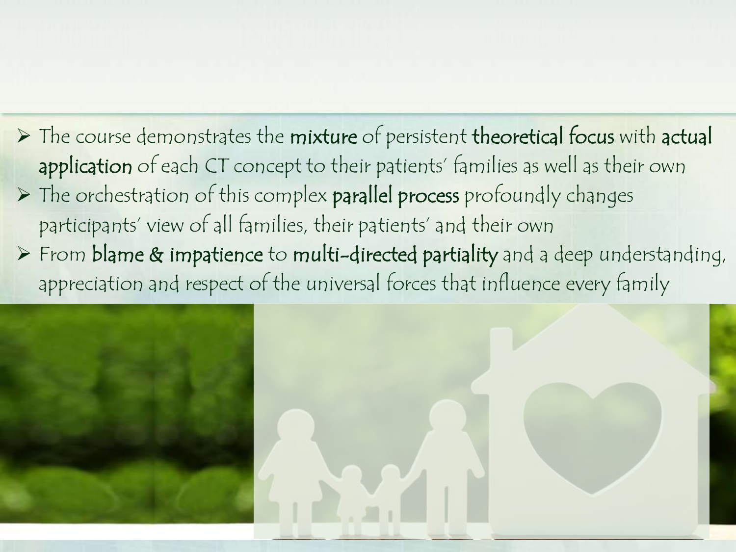- The course demonstrates the **mixture** of persistent **theoretical focus** with **actual application** of each CT concept to their patients' families as well as their own
- The orchestration of this complex **parallel process** profoundly changes participants' view of all families, their patients' and their own
- From **blame & impatience** to **multi-directed partiality** and a deep understanding, appreciation and respect of the universal forces that influence every family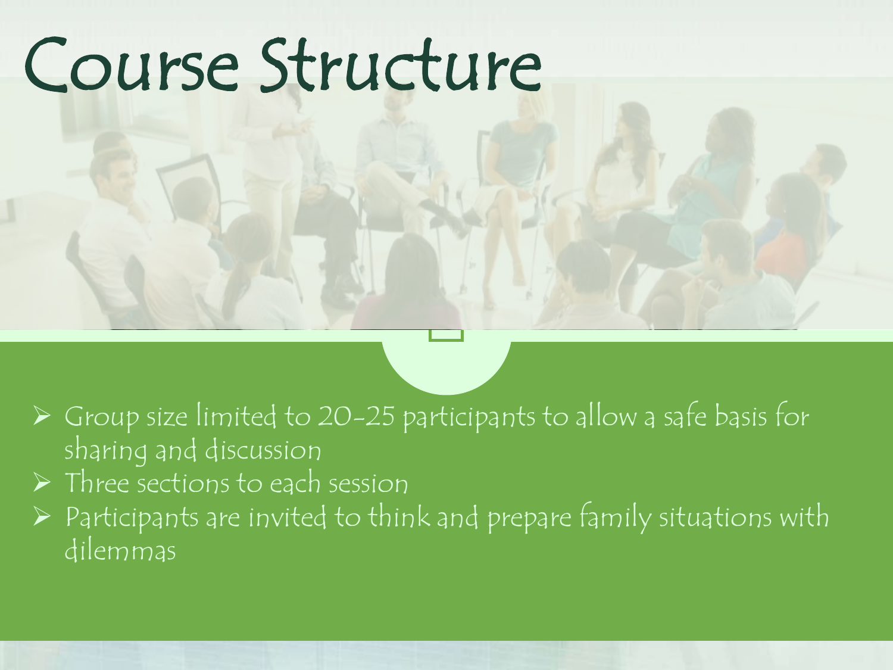# Course Structure

- Group size limited to 20-25 participants to allow a safe basis for sharing and discussion
- Three sections to each session
- Participants are invited to think and prepare family situations with dilemmas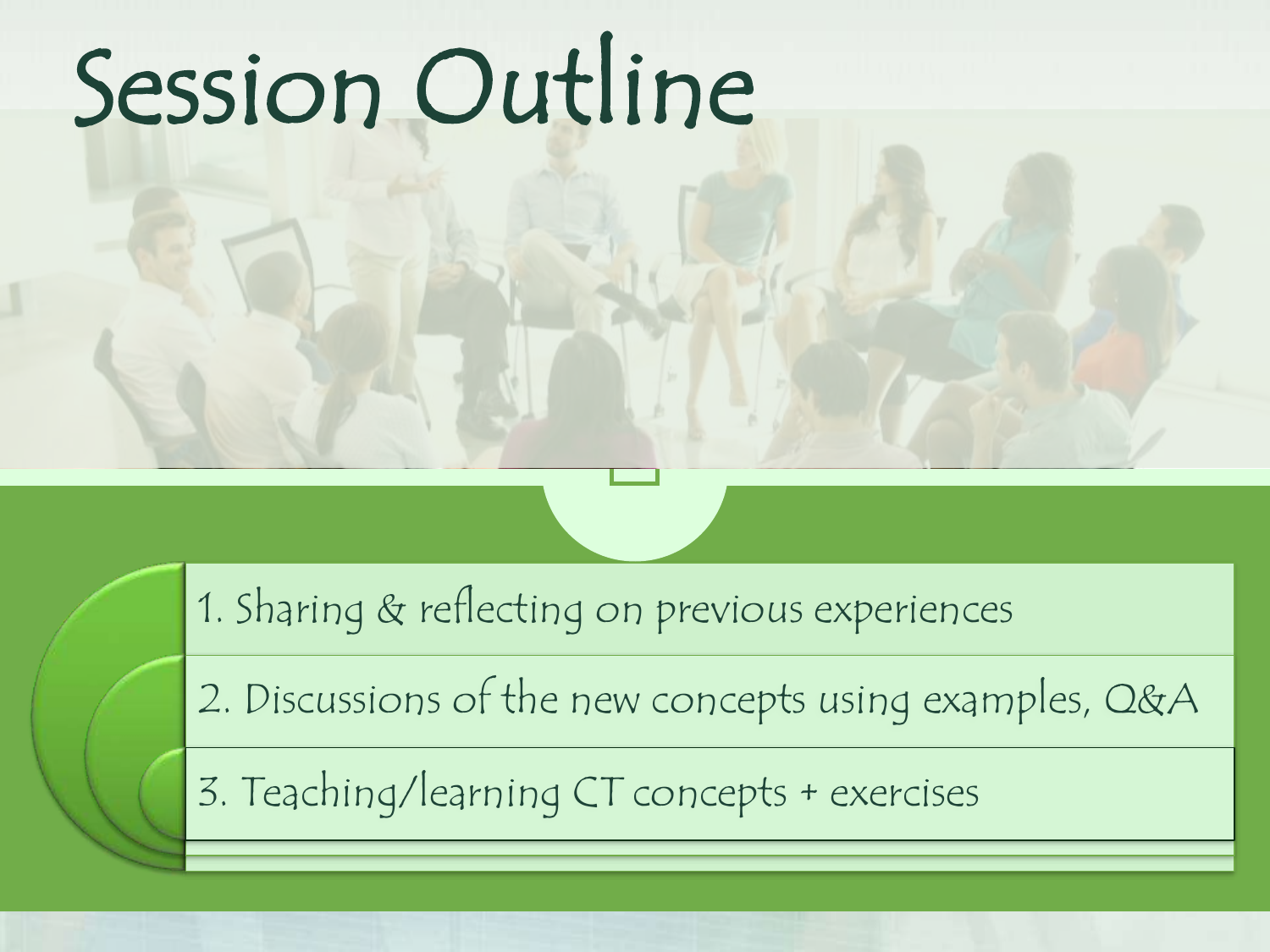# Session Outline

1. Sharing & reflecting on previous experiences
2. Discussions of the new concepts using examples, Q&A
3. Teaching/learning CT concepts + exercises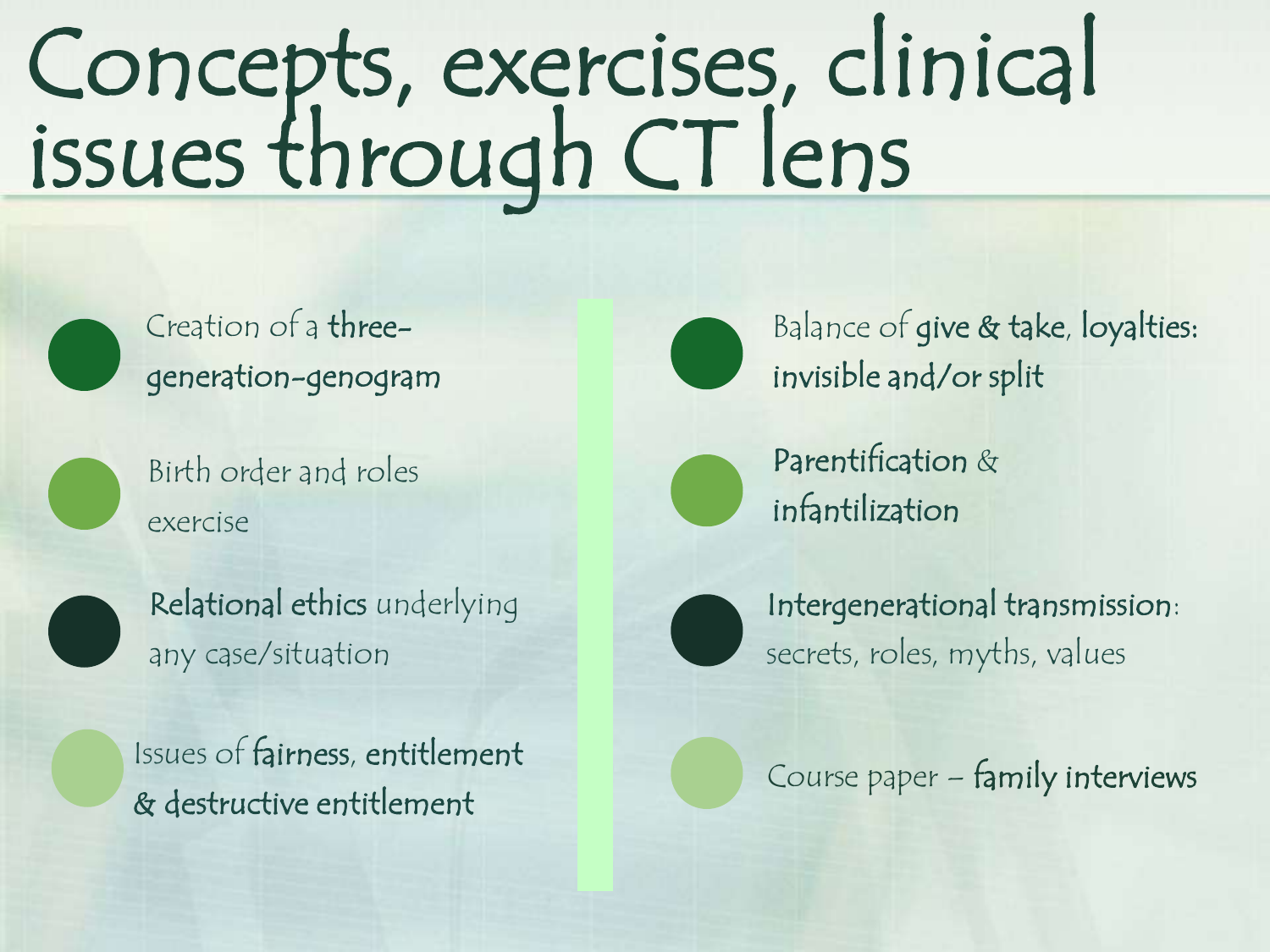# Concepts, exercises, clinical issues through CT lens

- Creation of a **three-generation-genogram**
- Birth order and roles exercise
- **Relational ethics** underlying any case/situation
- Issues of **fairness**, **entitlement & destructive entitlement**
- Balance of **give & take**, **loyalties: invisible and/or split**
- **Parentification** & **infantilization**
- **Intergenerational transmission**: secrets, roles, myths, values
- Course paper – **family interviews**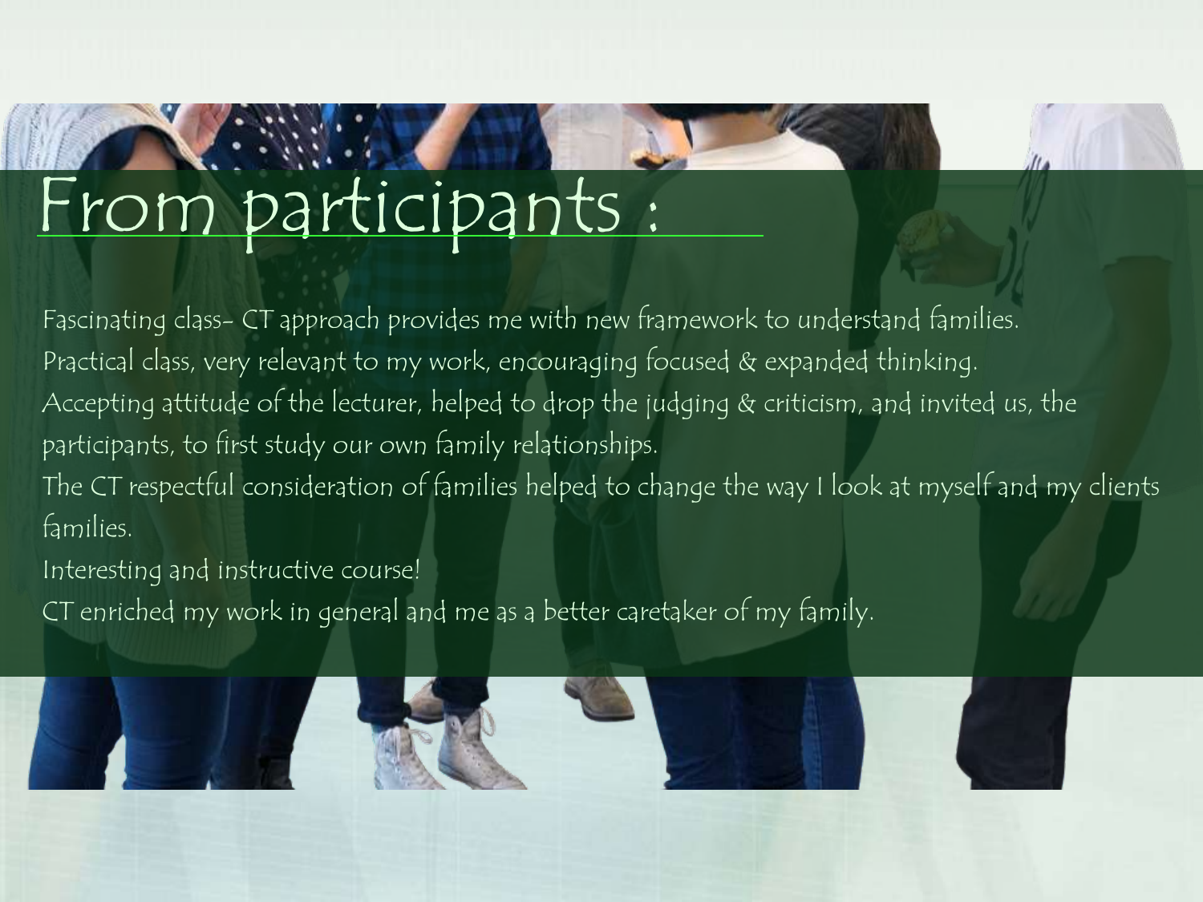# From participants :

Fascinating class- CT approach provides me with new framework to understand families.

Practical class, very relevant to my work, encouraging focused & expanded thinking.

Accepting attitude of the lecturer, helped to drop the judging & criticism, and invited us, the participants, to first study our own family relationships.

The CT respectful consideration of families helped to change the way I look at myself and my clients families.

Interesting and instructive course!

CT enriched my work in general and me as a better caretaker of my family.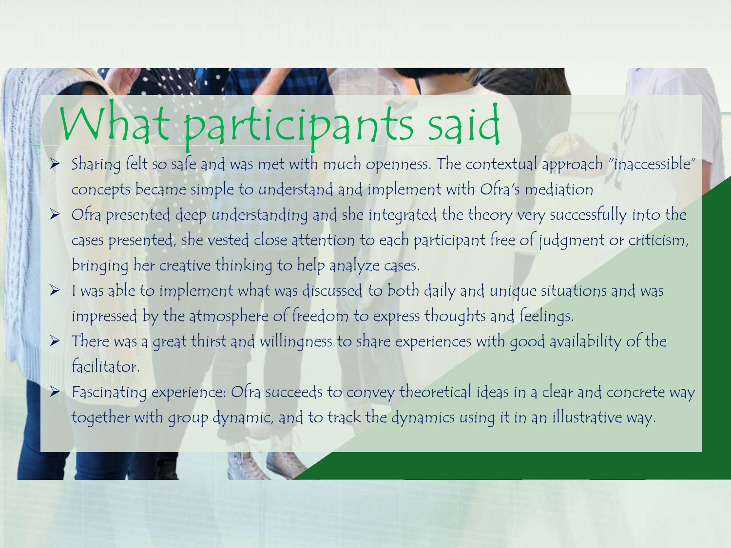# What participants said

- Sharing felt so safe and was met with much openness. The contextual approach "inaccessible" concepts became simple to understand and implement with Ofra's mediation
- Ofra presented deep understanding and she integrated the theory very successfully into the cases presented, she vested close attention to each participant free of judgment or criticism, bringing her creative thinking to help analyze cases.
- I was able to implement what was discussed to both daily and unique situations and was impressed by the atmosphere of freedom to express thoughts and feelings.
- There was a great thirst and willingness to share experiences with good availability of the facilitator.
- Fascinating experience: Ofra succeeds to convey theoretical ideas in a clear and concrete way together with group dynamic, and to track the dynamics using it in an illustrative way.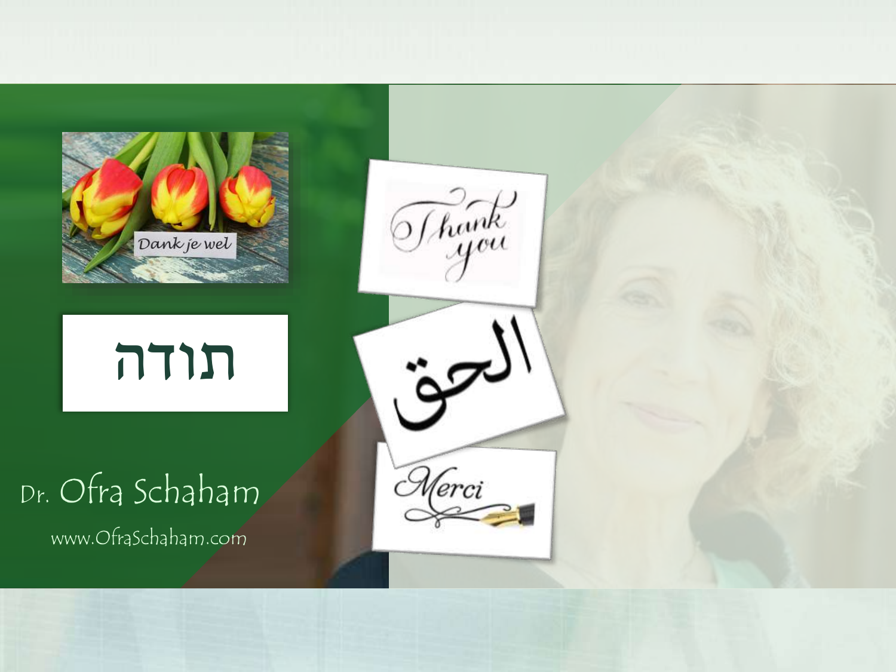Dank je wel

תודה

Thank you

الحق

Merci

Dr. Ofra Schaham

www.OfraSchaham.com